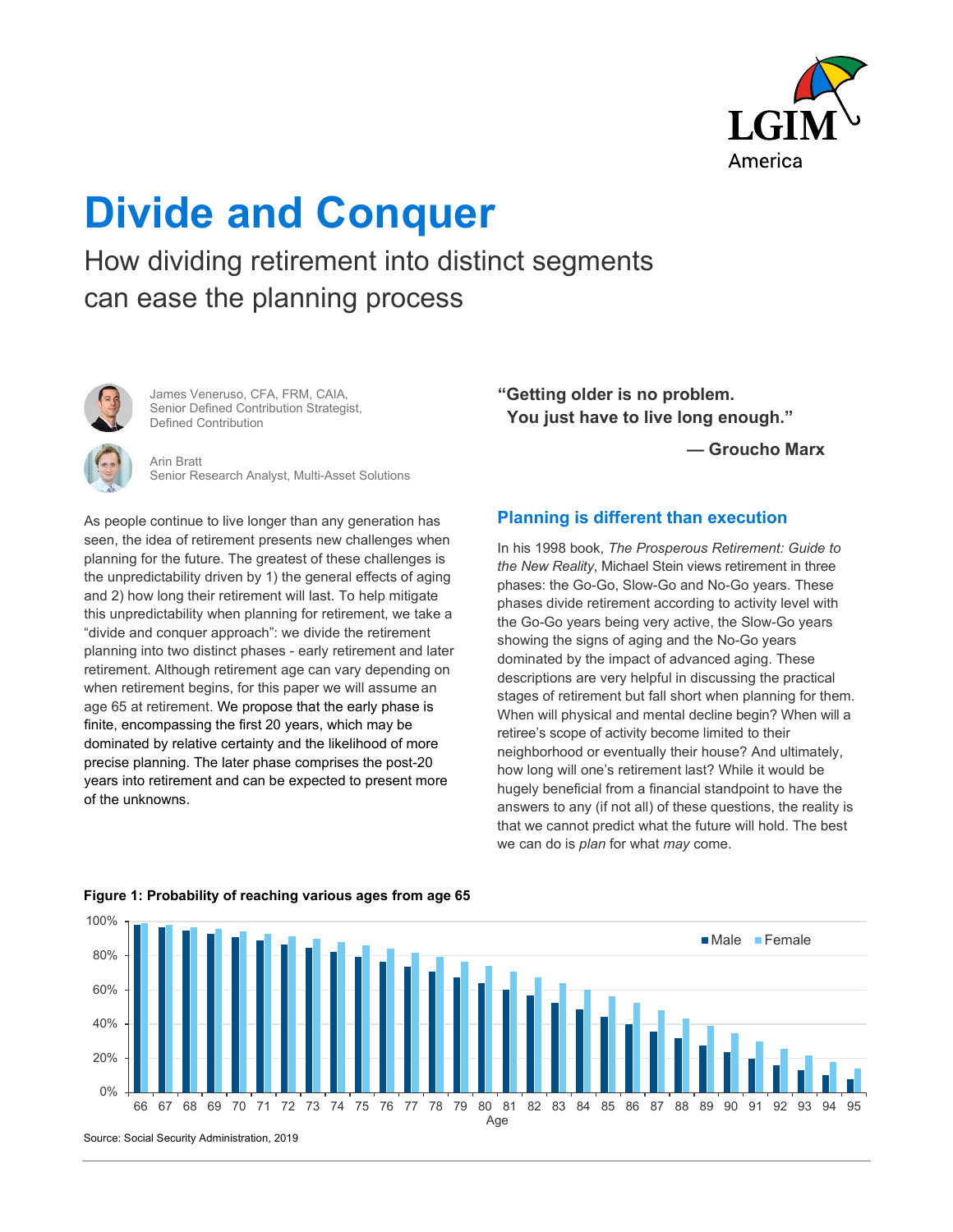LGIM America

# Divide and Conquer

## How dividing retirement into distinct segments can ease the planning process

James Veneruso, CFA, FRM, CAIA,
Senior Defined Contribution Strategist,
Defined Contribution

Arin Bratt
Senior Research Analyst, Multi-Asset Solutions

> **"Getting older is no problem. You just have to live long enough."**
>
> **— Groucho Marx**

As people continue to live longer than any generation has seen, the idea of retirement presents new challenges when planning for the future. The greatest of these challenges is the unpredictability driven by 1) the general effects of aging and 2) how long their retirement will last. To help mitigate this unpredictability when planning for retirement, we take a "divide and conquer approach": we divide the retirement planning into two distinct phases - early retirement and later retirement. Although retirement age can vary depending on when retirement begins, for this paper we will assume an age 65 at retirement. We propose that the early phase is finite, encompassing the first 20 years, which may be dominated by relative certainty and the likelihood of more precise planning. The later phase comprises the post-20 years into retirement and can be expected to present more of the unknowns.

### Planning is different than execution

In his 1998 book, *The Prosperous Retirement: Guide to the New Reality*, Michael Stein views retirement in three phases: the Go-Go, Slow-Go and No-Go years. These phases divide retirement according to activity level with the Go-Go years being very active, the Slow-Go years showing the signs of aging and the No-Go years dominated by the impact of advanced aging. These descriptions are very helpful in discussing the practical stages of retirement but fall short when planning for them. When will physical and mental decline begin? When will a retiree's scope of activity become limited to their neighborhood or eventually their house? And ultimately, how long will one's retirement last? While it would be hugely beneficial from a financial standpoint to have the answers to any (if not all) of these questions, the reality is that we cannot predict what the future will hold. The best we can do is *plan* for what *may* come.

**Figure 1: Probability of reaching various ages from age 65**

(Bar chart, Male and Female, ages 66–95 on the x-axis "Age", y-axis 0%–100%)

Source: Social Security Administration, 2019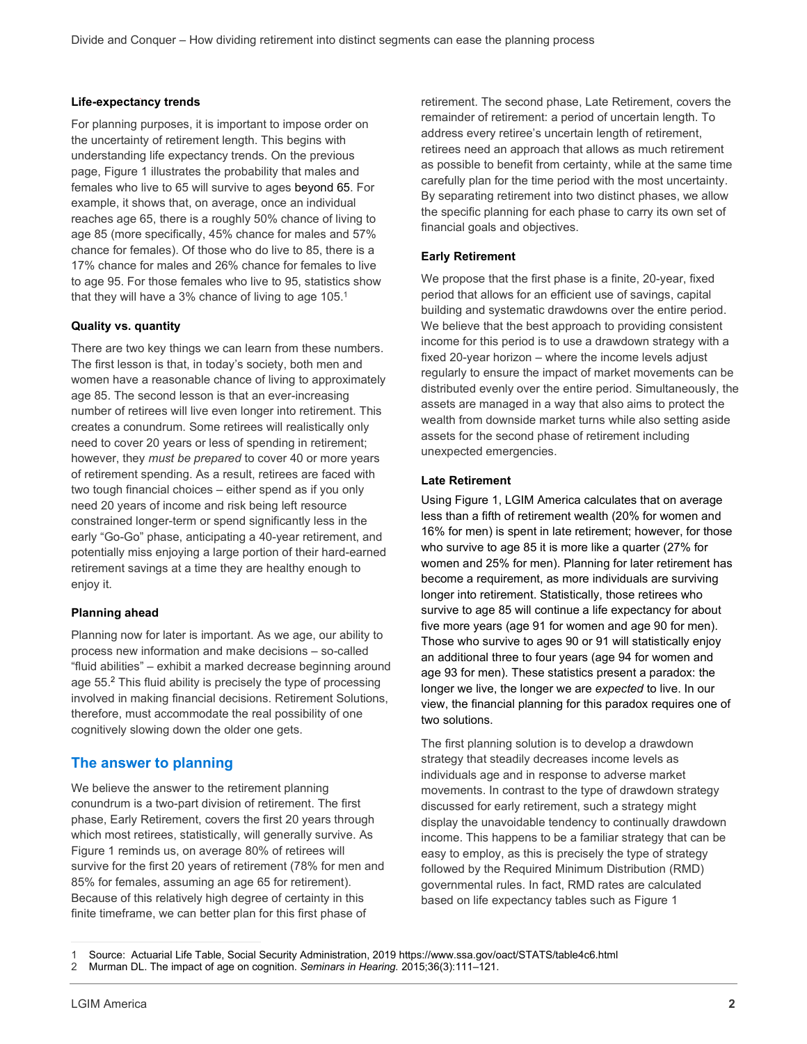**Life-expectancy trends**

For planning purposes, it is important to impose order on the uncertainty of retirement length. This begins with understanding life expectancy trends. On the previous page, Figure 1 illustrates the probability that males and females who live to 65 will survive to ages beyond 65. For example, it shows that, on average, once an individual reaches age 65, there is a roughly 50% chance of living to age 85 (more specifically, 45% chance for males and 57% chance for females). Of those who do live to 85, there is a 17% chance for males and 26% chance for females to live to age 95. For those females who live to 95, statistics show that they will have a 3% chance of living to age 105.[1]

**Quality vs. quantity**

There are two key things we can learn from these numbers. The first lesson is that, in today's society, both men and women have a reasonable chance of living to approximately age 85. The second lesson is that an ever-increasing number of retirees will live even longer into retirement. This creates a conundrum. Some retirees will realistically only need to cover 20 years or less of spending in retirement; however, they *must be prepared* to cover 40 or more years of retirement spending. As a result, retirees are faced with two tough financial choices – either spend as if you only need 20 years of income and risk being left resource constrained longer-term or spend significantly less in the early "Go-Go" phase, anticipating a 40-year retirement, and potentially miss enjoying a large portion of their hard-earned retirement savings at a time they are healthy enough to enjoy it.

**Planning ahead**

Planning now for later is important. As we age, our ability to process new information and make decisions – so-called "fluid abilities" – exhibit a marked decrease beginning around age 55.[2] This fluid ability is precisely the type of processing involved in making financial decisions. Retirement Solutions, therefore, must accommodate the real possibility of one cognitively slowing down the older one gets.

## The answer to planning

We believe the answer to the retirement planning conundrum is a two-part division of retirement. The first phase, Early Retirement, covers the first 20 years through which most retirees, statistically, will generally survive. As Figure 1 reminds us, on average 80% of retirees will survive for the first 20 years of retirement (78% for men and 85% for females, assuming an age 65 for retirement). Because of this relatively high degree of certainty in this finite timeframe, we can better plan for this first phase of retirement. The second phase, Late Retirement, covers the remainder of retirement: a period of uncertain length. To address every retiree's uncertain length of retirement, retirees need an approach that allows as much retirement as possible to benefit from certainty, while at the same time carefully plan for the time period with the most uncertainty. By separating retirement into two distinct phases, we allow the specific planning for each phase to carry its own set of financial goals and objectives.

**Early Retirement**

We propose that the first phase is a finite, 20-year, fixed period that allows for an efficient use of savings, capital building and systematic drawdowns over the entire period. We believe that the best approach to providing consistent income for this period is to use a drawdown strategy with a fixed 20-year horizon – where the income levels adjust regularly to ensure the impact of market movements can be distributed evenly over the entire period. Simultaneously, the assets are managed in a way that also aims to protect the wealth from downside market turns while also setting aside assets for the second phase of retirement including unexpected emergencies.

**Late Retirement**

Using Figure 1, LGIM America calculates that on average less than a fifth of retirement wealth (20% for women and 16% for men) is spent in late retirement; however, for those who survive to age 85 it is more like a quarter (27% for women and 25% for men). Planning for later retirement has become a requirement, as more individuals are surviving longer into retirement. Statistically, those retirees who survive to age 85 will continue a life expectancy for about five more years (age 91 for women and age 90 for men). Those who survive to ages 90 or 91 will statistically enjoy an additional three to four years (age 94 for women and age 93 for men). These statistics present a paradox: the longer we live, the longer we are *expected* to live. In our view, the financial planning for this paradox requires one of two solutions.

The first planning solution is to develop a drawdown strategy that steadily decreases income levels as individuals age and in response to adverse market movements. In contrast to the type of drawdown strategy discussed for early retirement, such a strategy might display the unavoidable tendency to continually drawdown income. This happens to be a familiar strategy that can be easy to employ, as this is precisely the type of strategy followed by the Required Minimum Distribution (RMD) governmental rules. In fact, RMD rates are calculated based on life expectancy tables such as Figure 1

---

1 Source: Actuarial Life Table, Social Security Administration, 2019 https://www.ssa.gov/oact/STATS/table4c6.html

2 Murman DL. The impact of age on cognition. *Seminars in Hearing.* 2015;36(3):111–121.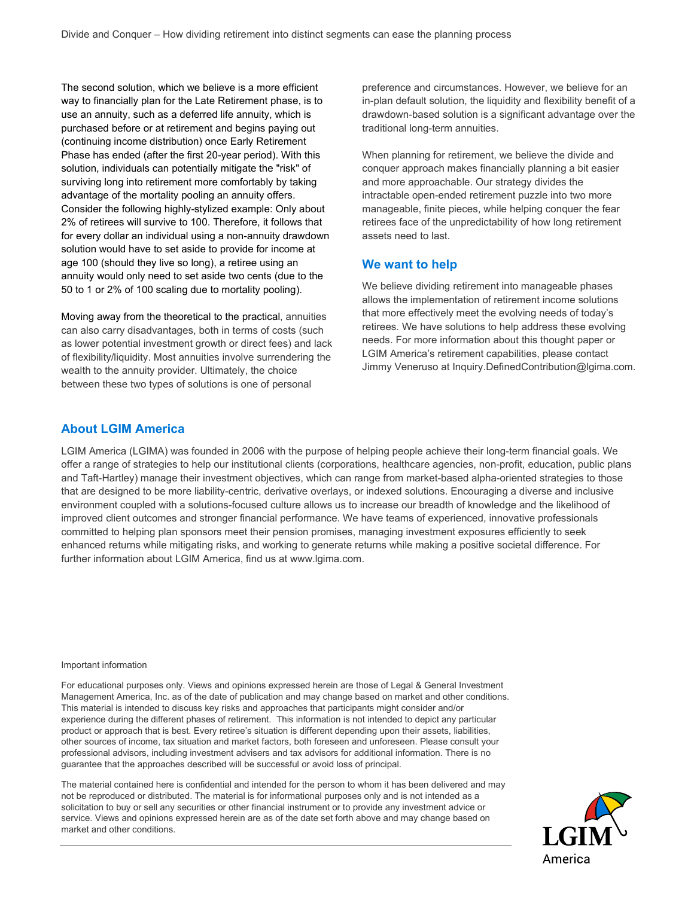The second solution, which we believe is a more efficient way to financially plan for the Late Retirement phase, is to use an annuity, such as a deferred life annuity, which is purchased before or at retirement and begins paying out (continuing income distribution) once Early Retirement Phase has ended (after the first 20-year period). With this solution, individuals can potentially mitigate the "risk" of surviving long into retirement more comfortably by taking advantage of the mortality pooling an annuity offers. Consider the following highly-stylized example: Only about 2% of retirees will survive to 100. Therefore, it follows that for every dollar an individual using a non-annuity drawdown solution would have to set aside to provide for income at age 100 (should they live so long), a retiree using an annuity would only need to set aside two cents (due to the 50 to 1 or 2% of 100 scaling due to mortality pooling).

Moving away from the theoretical to the practical, annuities can also carry disadvantages, both in terms of costs (such as lower potential investment growth or direct fees) and lack of flexibility/liquidity. Most annuities involve surrendering the wealth to the annuity provider. Ultimately, the choice between these two types of solutions is one of personal preference and circumstances. However, we believe for an in-plan default solution, the liquidity and flexibility benefit of a drawdown-based solution is a significant advantage over the traditional long-term annuities.

When planning for retirement, we believe the divide and conquer approach makes financially planning a bit easier and more approachable. Our strategy divides the intractable open-ended retirement puzzle into two more manageable, finite pieces, while helping conquer the fear retirees face of the unpredictability of how long retirement assets need to last.

## We want to help

We believe dividing retirement into manageable phases allows the implementation of retirement income solutions that more effectively meet the evolving needs of today's retirees. We have solutions to help address these evolving needs. For more information about this thought paper or LGIM America's retirement capabilities, please contact Jimmy Veneruso at Inquiry.DefinedContribution@lgima.com.

## About LGIM America

LGIM America (LGIMA) was founded in 2006 with the purpose of helping people achieve their long-term financial goals. We offer a range of strategies to help our institutional clients (corporations, healthcare agencies, non-profit, education, public plans and Taft-Hartley) manage their investment objectives, which can range from market-based alpha-oriented strategies to those that are designed to be more liability-centric, derivative overlays, or indexed solutions. Encouraging a diverse and inclusive environment coupled with a solutions-focused culture allows us to increase our breadth of knowledge and the likelihood of improved client outcomes and stronger financial performance. We have teams of experienced, innovative professionals committed to helping plan sponsors meet their pension promises, managing investment exposures efficiently to seek enhanced returns while mitigating risks, and working to generate returns while making a positive societal difference. For further information about LGIM America, find us at www.lgima.com.

Important information

For educational purposes only. Views and opinions expressed herein are those of Legal & General Investment Management America, Inc. as of the date of publication and may change based on market and other conditions. This material is intended to discuss key risks and approaches that participants might consider and/or experience during the different phases of retirement. This information is not intended to depict any particular product or approach that is best. Every retiree's situation is different depending upon their assets, liabilities, other sources of income, tax situation and market factors, both foreseen and unforeseen. Please consult your professional advisors, including investment advisers and tax advisors for additional information. There is no guarantee that the approaches described will be successful or avoid loss of principal.

The material contained here is confidential and intended for the person to whom it has been delivered and may not be reproduced or distributed. The material is for informational purposes only and is not intended as a solicitation to buy or sell any securities or other financial instrument or to provide any investment advice or service. Views and opinions expressed herein are as of the date set forth above and may change based on market and other conditions.

LGIM America